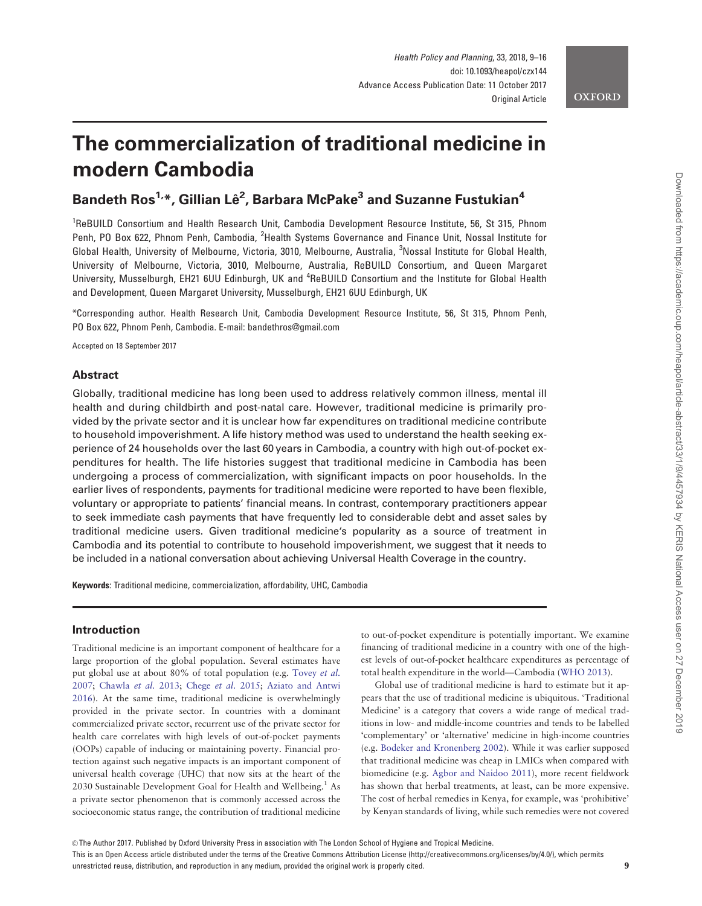# The commercialization of traditional medicine in modern Cambodia

**Bandeth Ros[1,*], Gillian Lê[2], Barbara McPake[3] and Suzanne Fustukian[4]**

[1]ReBUILD Consortium and Health Research Unit, Cambodia Development Resource Institute, 56, St 315, Phnom Penh, PO Box 622, Phnom Penh, Cambodia, [2]Health Systems Governance and Finance Unit, Nossal Institute for Global Health, University of Melbourne, Victoria, 3010, Melbourne, Australia, [3]Nossal Institute for Global Health, University of Melbourne, Victoria, 3010, Melbourne, Australia, ReBUILD Consortium, and Queen Margaret University, Musselburgh, EH21 6UU Edinburgh, UK and [4]ReBUILD Consortium and the Institute for Global Health and Development, Queen Margaret University, Musselburgh, EH21 6UU Edinburgh, UK

*Corresponding author. Health Research Unit, Cambodia Development Resource Institute, 56, St 315, Phnom Penh, PO Box 622, Phnom Penh, Cambodia. E-mail: bandethros@gmail.com

Accepted on 18 September 2017

## Abstract

Globally, traditional medicine has long been used to address relatively common illness, mental ill health and during childbirth and post-natal care. However, traditional medicine is primarily provided by the private sector and it is unclear how far expenditures on traditional medicine contribute to household impoverishment. A life history method was used to understand the health seeking experience of 24 households over the last 60 years in Cambodia, a country with high out-of-pocket expenditures for health. The life histories suggest that traditional medicine in Cambodia has been undergoing a process of commercialization, with significant impacts on poor households. In the earlier lives of respondents, payments for traditional medicine were reported to have been flexible, voluntary or appropriate to patients' financial means. In contrast, contemporary practitioners appear to seek immediate cash payments that have frequently led to considerable debt and asset sales by traditional medicine users. Given traditional medicine's popularity as a source of treatment in Cambodia and its potential to contribute to household impoverishment, we suggest that it needs to be included in a national conversation about achieving Universal Health Coverage in the country.

**Keywords**: Traditional medicine, commercialization, affordability, UHC, Cambodia

## Introduction

Traditional medicine is an important component of healthcare for a large proportion of the global population. Several estimates have put global use at about 80% of total population (e.g. Tovey *et al.* 2007; Chawla *et al.* 2013; Chege *et al.* 2015; Aziato and Antwi 2016). At the same time, traditional medicine is overwhelmingly provided in the private sector. In countries with a dominant commercialized private sector, recurrent use of the private sector for health care correlates with high levels of out-of-pocket payments (OOPs) capable of inducing or maintaining poverty. Financial protection against such negative impacts is an important component of universal health coverage (UHC) that now sits at the heart of the 2030 Sustainable Development Goal for Health and Wellbeing.[1] As a private sector phenomenon that is commonly accessed across the socioeconomic status range, the contribution of traditional medicine to out-of-pocket expenditure is potentially important. We examine financing of traditional medicine in a country with one of the highest levels of out-of-pocket healthcare expenditures as percentage of total health expenditure in the world—Cambodia (WHO 2013).

Global use of traditional medicine is hard to estimate but it appears that the use of traditional medicine is ubiquitous. 'Traditional Medicine' is a category that covers a wide range of medical traditions in low- and middle-income countries and tends to be labelled 'complementary' or 'alternative' medicine in high-income countries (e.g. Bodeker and Kronenberg 2002). While it was earlier supposed that traditional medicine was cheap in LMICs when compared with biomedicine (e.g. Agbor and Naidoo 2011), more recent fieldwork has shown that herbal treatments, at least, can be more expensive. The cost of herbal remedies in Kenya, for example, was 'prohibitive' by Kenyan standards of living, while such remedies were not covered

© The Author 2017. Published by Oxford University Press in association with The London School of Hygiene and Tropical Medicine.
This is an Open Access article distributed under the terms of the Creative Commons Attribution License (http://creativecommons.org/licenses/by/4.0/), which permits unrestricted reuse, distribution, and reproduction in any medium, provided the original work is properly cited.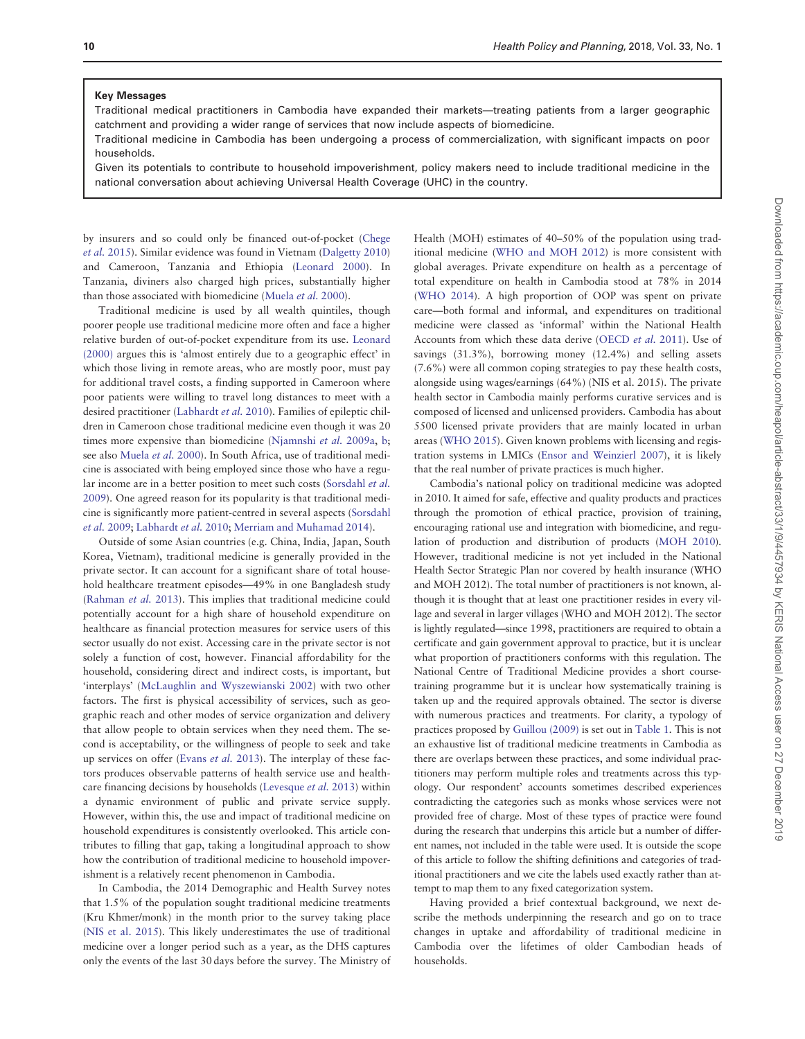**Key Messages**

Traditional medical practitioners in Cambodia have expanded their markets—treating patients from a larger geographic catchment and providing a wider range of services that now include aspects of biomedicine.

Traditional medicine in Cambodia has been undergoing a process of commercialization, with significant impacts on poor households.

Given its potentials to contribute to household impoverishment, policy makers need to include traditional medicine in the national conversation about achieving Universal Health Coverage (UHC) in the country.

by insurers and so could only be financed out-of-pocket (Chege *et al.* 2015). Similar evidence was found in Vietnam (Dalgetty 2010) and Cameroon, Tanzania and Ethiopia (Leonard 2000). In Tanzania, diviners also charged high prices, substantially higher than those associated with biomedicine (Muela *et al.* 2000).

Traditional medicine is used by all wealth quintiles, though poorer people use traditional medicine more often and face a higher relative burden of out-of-pocket expenditure from its use. Leonard (2000) argues this is 'almost entirely due to a geographic effect' in which those living in remote areas, who are mostly poor, must pay for additional travel costs, a finding supported in Cameroon where poor patients were willing to travel long distances to meet with a desired practitioner (Labhardt *et al.* 2010). Families of epileptic children in Cameroon chose traditional medicine even though it was 20 times more expensive than biomedicine (Njamnshi *et al.* 2009a, b; see also Muela *et al.* 2000). In South Africa, use of traditional medicine is associated with being employed since those who have a regular income are in a better position to meet such costs (Sorsdahl *et al.* 2009). One agreed reason for its popularity is that traditional medicine is significantly more patient-centred in several aspects (Sorsdahl *et al.* 2009; Labhardt *et al.* 2010; Merriam and Muhamad 2014).

Outside of some Asian countries (e.g. China, India, Japan, South Korea, Vietnam), traditional medicine is generally provided in the private sector. It can account for a significant share of total household healthcare treatment episodes—49% in one Bangladesh study (Rahman *et al.* 2013). This implies that traditional medicine could potentially account for a high share of household expenditure on healthcare as financial protection measures for service users of this sector usually do not exist. Accessing care in the private sector is not solely a function of cost, however. Financial affordability for the household, considering direct and indirect costs, is important, but 'interplays' (McLaughlin and Wyszewianski 2002) with two other factors. The first is physical accessibility of services, such as geographic reach and other modes of service organization and delivery that allow people to obtain services when they need them. The second is acceptability, or the willingness of people to seek and take up services on offer (Evans *et al.* 2013). The interplay of these factors produces observable patterns of health service use and healthcare financing decisions by households (Levesque *et al.* 2013) within a dynamic environment of public and private service supply. However, within this, the use and impact of traditional medicine on household expenditures is consistently overlooked. This article contributes to filling that gap, taking a longitudinal approach to show how the contribution of traditional medicine to household impoverishment is a relatively recent phenomenon in Cambodia.

In Cambodia, the 2014 Demographic and Health Survey notes that 1.5% of the population sought traditional medicine treatments (Kru Khmer/monk) in the month prior to the survey taking place (NIS et al. 2015). This likely underestimates the use of traditional medicine over a longer period such as a year, as the DHS captures only the events of the last 30 days before the survey. The Ministry of Health (MOH) estimates of 40–50% of the population using traditional medicine (WHO and MOH 2012) is more consistent with global averages. Private expenditure on health as a percentage of total expenditure on health in Cambodia stood at 78% in 2014 (WHO 2014). A high proportion of OOP was spent on private care—both formal and informal, and expenditures on traditional medicine were classed as 'informal' within the National Health Accounts from which these data derive (OECD *et al.* 2011). Use of savings (31.3%), borrowing money (12.4%) and selling assets (7.6%) were all common coping strategies to pay these health costs, alongside using wages/earnings (64%) (NIS et al. 2015). The private health sector in Cambodia mainly performs curative services and is composed of licensed and unlicensed providers. Cambodia has about 5500 licensed private providers that are mainly located in urban areas (WHO 2015). Given known problems with licensing and registration systems in LMICs (Ensor and Weinzierl 2007), it is likely that the real number of private practices is much higher.

Cambodia's national policy on traditional medicine was adopted in 2010. It aimed for safe, effective and quality products and practices through the promotion of ethical practice, provision of training, encouraging rational use and integration with biomedicine, and regulation of production and distribution of products (MOH 2010). However, traditional medicine is not yet included in the National Health Sector Strategic Plan nor covered by health insurance (WHO and MOH 2012). The total number of practitioners is not known, although it is thought that at least one practitioner resides in every village and several in larger villages (WHO and MOH 2012). The sector is lightly regulated—since 1998, practitioners are required to obtain a certificate and gain government approval to practice, but it is unclear what proportion of practitioners conforms with this regulation. The National Centre of Traditional Medicine provides a short course-training programme but it is unclear how systematically training is taken up and the required approvals obtained. The sector is diverse with numerous practices and treatments. For clarity, a typology of practices proposed by Guillou (2009) is set out in Table 1. This is not an exhaustive list of traditional medicine treatments in Cambodia as there are overlaps between these practices, and some individual practitioners may perform multiple roles and treatments across this typology. Our respondent' accounts sometimes described experiences contradicting the categories such as monks whose services were not provided free of charge. Most of these types of practice were found during the research that underpins this article but a number of different names, not included in the table were used. It is outside the scope of this article to follow the shifting definitions and categories of traditional practitioners and we cite the labels used exactly rather than attempt to map them to any fixed categorization system.

Having provided a brief contextual background, we next describe the methods underpinning the research and go on to trace changes in uptake and affordability of traditional medicine in Cambodia over the lifetimes of older Cambodian heads of households.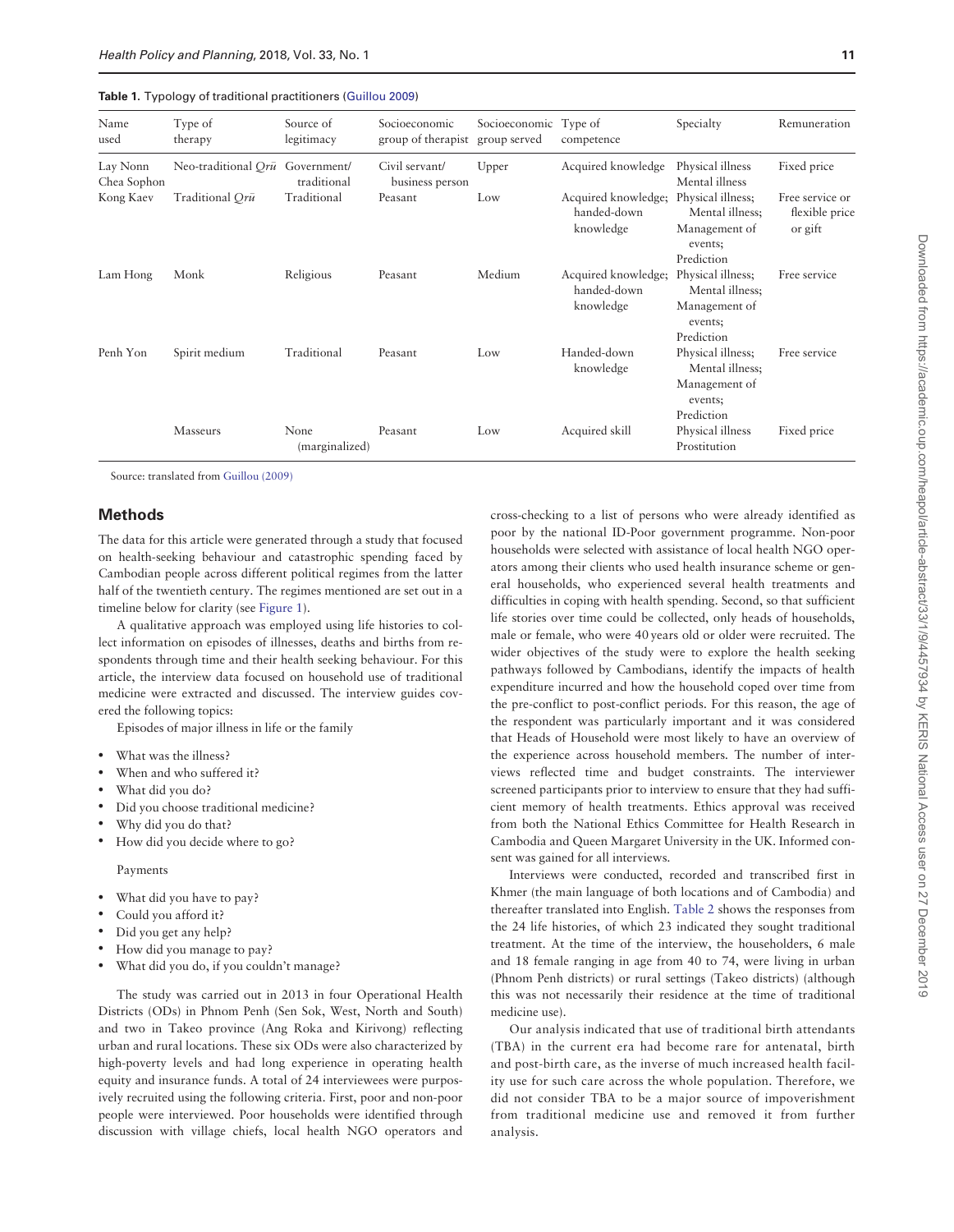**Table 1.** Typology of traditional practitioners (Guillou 2009)

| Name used | Type of therapy | Source of legitimacy | Socioeconomic group of therapist | Socioeconomic group served | Type of competence | Specialty | Remuneration |
|---|---|---|---|---|---|---|---|
| Lay Nonn Chea Sophon | Neo-traditional *Qrū* | Government/ traditional | Civil servant/ business person | Upper | Acquired knowledge | Physical illness Mental illness | Fixed price |
| Kong Kaev | Traditional *Qrū* | Traditional | Peasant | Low | Acquired knowledge; handed-down knowledge | Physical illness; Mental illness; Management of events; Prediction | Free service or flexible price or gift |
| Lam Hong | Monk | Religious | Peasant | Medium | Acquired knowledge; handed-down knowledge | Physical illness; Mental illness; Management of events; Prediction | Free service |
| Penh Yon | Spirit medium | Traditional | Peasant | Low | Handed-down knowledge | Physical illness; Mental illness; Management of events; Prediction | Free service |
| | Masseurs | None (marginalized) | Peasant | Low | Acquired skill | Physical illness Prostitution | Fixed price |

Source: translated from Guillou (2009)

## Methods

The data for this article were generated through a study that focused on health-seeking behaviour and catastrophic spending faced by Cambodian people across different political regimes from the latter half of the twentieth century. The regimes mentioned are set out in a timeline below for clarity (see Figure 1).

A qualitative approach was employed using life histories to collect information on episodes of illnesses, deaths and births from respondents through time and their health seeking behaviour. For this article, the interview data focused on household use of traditional medicine were extracted and discussed. The interview guides covered the following topics:

Episodes of major illness in life or the family

- What was the illness?
- When and who suffered it?
- What did you do?
- Did you choose traditional medicine?
- Why did you do that?
- How did you decide where to go?

Payments

- What did you have to pay?
- Could you afford it?
- Did you get any help?
- How did you manage to pay?
- What did you do, if you couldn't manage?

The study was carried out in 2013 in four Operational Health Districts (ODs) in Phnom Penh (Sen Sok, West, North and South) and two in Takeo province (Ang Roka and Kirivong) reflecting urban and rural locations. These six ODs were also characterized by high-poverty levels and had long experience in operating health equity and insurance funds. A total of 24 interviewees were purposively recruited using the following criteria. First, poor and non-poor people were interviewed. Poor households were identified through discussion with village chiefs, local health NGO operators and cross-checking to a list of persons who were already identified as poor by the national ID-Poor government programme. Non-poor households were selected with assistance of local health NGO operators among their clients who used health insurance scheme or general households, who experienced several health treatments and difficulties in coping with health spending. Second, so that sufficient life stories over time could be collected, only heads of households, male or female, who were 40 years old or older were recruited. The wider objectives of the study were to explore the health seeking pathways followed by Cambodians, identify the impacts of health expenditure incurred and how the household coped over time from the pre-conflict to post-conflict periods. For this reason, the age of the respondent was particularly important and it was considered that Heads of Household were most likely to have an overview of the experience across household members. The number of interviews reflected time and budget constraints. The interviewer screened participants prior to interview to ensure that they had sufficient memory of health treatments. Ethics approval was received from both the National Ethics Committee for Health Research in Cambodia and Queen Margaret University in the UK. Informed consent was gained for all interviews.

Interviews were conducted, recorded and transcribed first in Khmer (the main language of both locations and of Cambodia) and thereafter translated into English. Table 2 shows the responses from the 24 life histories, of which 23 indicated they sought traditional treatment. At the time of the interview, the householders, 6 male and 18 female ranging in age from 40 to 74, were living in urban (Phnom Penh districts) or rural settings (Takeo districts) (although this was not necessarily their residence at the time of traditional medicine use).

Our analysis indicated that use of traditional birth attendants (TBA) in the current era had become rare for antenatal, birth and post-birth care, as the inverse of much increased health facility use for such care across the whole population. Therefore, we did not consider TBA to be a major source of impoverishment from traditional medicine use and removed it from further analysis.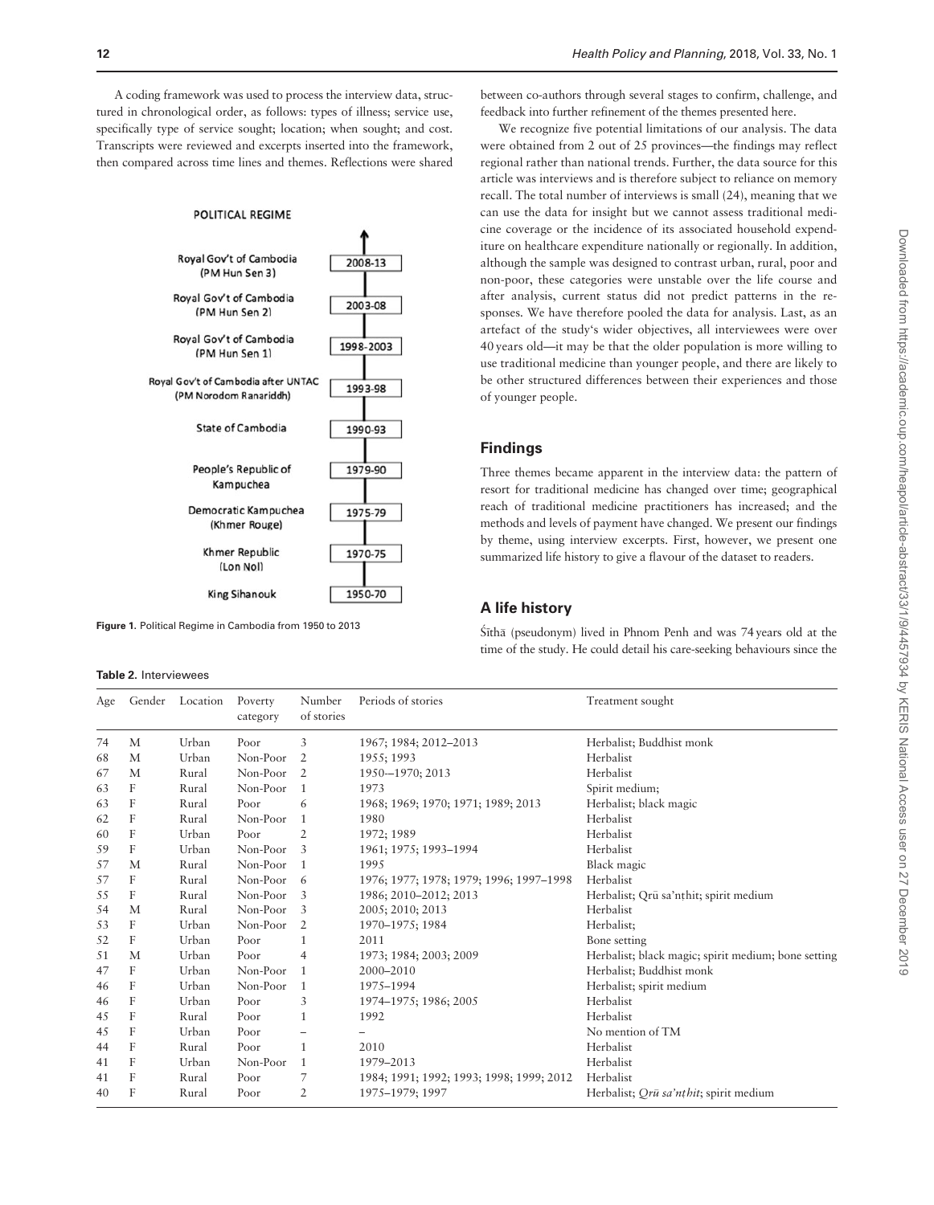A coding framework was used to process the interview data, structured in chronological order, as follows: types of illness; service use, specifically type of service sought; location; when sought; and cost. Transcripts were reviewed and excerpts inserted into the framework, then compared across time lines and themes. Reflections were shared between co-authors through several stages to confirm, challenge, and feedback into further refinement of the themes presented here.

POLITICAL REGIME

| Political regime | Period |
|---|---|
| Royal Gov't of Cambodia (PM Hun Sen 3) | 2008-13 |
| Royal Gov't of Cambodia (PM Hun Sen 2) | 2003-08 |
| Royal Gov't of Cambodia (PM Hun Sen 1) | 1998-2003 |
| Royal Gov't of Cambodia after UNTAC (PM Norodom Ranariddh) | 1993-98 |
| State of Cambodia | 1990-93 |
| People's Republic of Kampuchea | 1979-90 |
| Democratic Kampuchea (Khmer Rouge) | 1975-79 |
| Khmer Republic (Lon Nol) | 1970-75 |
| King Sihanouk | 1950-70 |

**Figure 1.** Political Regime in Cambodia from 1950 to 2013

**Table 2.** Interviewees

| Age | Gender | Location | Poverty category | Number of stories | Periods of stories | Treatment sought |
|---|---|---|---|---|---|---|
| 74 | M | Urban | Poor | 3 | 1967; 1984; 2012–2013 | Herbalist; Buddhist monk |
| 68 | M | Urban | Non-Poor | 2 | 1955; 1993 | Herbalist |
| 67 | M | Rural | Non-Poor | 2 | 1950-–1970; 2013 | Herbalist |
| 63 | F | Rural | Non-Poor | 1 | 1973 | Spirit medium; |
| 63 | F | Rural | Poor | 6 | 1968; 1969; 1970; 1971; 1989; 2013 | Herbalist; black magic |
| 62 | F | Rural | Non-Poor | 1 | 1980 | Herbalist |
| 60 | F | Urban | Poor | 2 | 1972; 1989 | Herbalist |
| 59 | F | Urban | Non-Poor | 3 | 1961; 1975; 1993–1994 | Herbalist |
| 57 | M | Rural | Non-Poor | 1 | 1995 | Black magic |
| 57 | F | Rural | Non-Poor | 6 | 1976; 1977; 1978; 1979; 1996; 1997–1998 | Herbalist |
| 55 | F | Rural | Non-Poor | 3 | 1986; 2010–2012; 2013 | Herbalist; Qrū sa'nṭhit; spirit medium |
| 54 | M | Rural | Non-Poor | 3 | 2005; 2010; 2013 | Herbalist |
| 53 | F | Urban | Non-Poor | 2 | 1970–1975; 1984 | Herbalist; |
| 52 | F | Urban | Poor | 1 | 2011 | Bone setting |
| 51 | M | Urban | Poor | 4 | 1973; 1984; 2003; 2009 | Herbalist; black magic; spirit medium; bone setting |
| 47 | F | Urban | Non-Poor | 1 | 2000–2010 | Herbalist; Buddhist monk |
| 46 | F | Urban | Non-Poor | 1 | 1975–1994 | Herbalist; spirit medium |
| 46 | F | Urban | Poor | 3 | 1974–1975; 1986; 2005 | Herbalist |
| 45 | F | Rural | Poor | 1 | 1992 | Herbalist |
| 45 | F | Urban | Poor | – | – | No mention of TM |
| 44 | F | Rural | Poor | 1 | 2010 | Herbalist |
| 41 | F | Urban | Non-Poor | 1 | 1979–2013 | Herbalist |
| 41 | F | Rural | Poor | 7 | 1984; 1991; 1992; 1993; 1998; 1999; 2012 | Herbalist |
| 40 | F | Rural | Poor | 2 | 1975–1979; 1997 | Herbalist; *Qrū sa'nṭhit*; spirit medium |

We recognize five potential limitations of our analysis. The data were obtained from 2 out of 25 provinces—the findings may reflect regional rather than national trends. Further, the data source for this article was interviews and is therefore subject to reliance on memory recall. The total number of interviews is small (24), meaning that we can use the data for insight but we cannot assess traditional medicine coverage or the incidence of its associated household expenditure on healthcare expenditure nationally or regionally. In addition, although the sample was designed to contrast urban, rural, poor and non-poor, these categories were unstable over the life course and after analysis, current status did not predict patterns in the responses. We have therefore pooled the data for analysis. Last, as an artefact of the study's wider objectives, all interviewees were over 40 years old—it may be that the older population is more willing to use traditional medicine than younger people, and there are likely to be other structured differences between their experiences and those of younger people.

## Findings

Three themes became apparent in the interview data: the pattern of resort for traditional medicine has changed over time; geographical reach of traditional medicine practitioners has increased; and the methods and levels of payment have changed. We present our findings by theme, using interview excerpts. First, however, we present one summarized life history to give a flavour of the dataset to readers.

## A life history

Śīthā (pseudonym) lived in Phnom Penh and was 74 years old at the time of the study. He could detail his care-seeking behaviours since the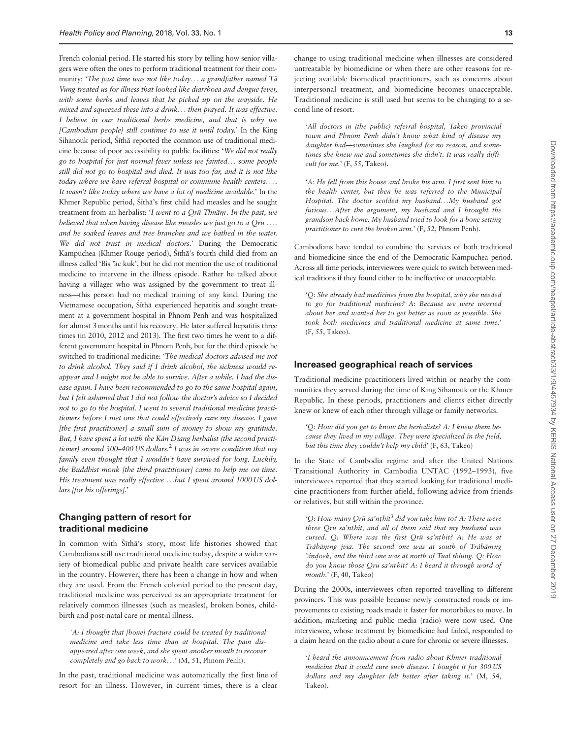French colonial period. He started his story by telling how senior villagers were often the ones to perform traditional treatment for their community: '*The past time was not like today... a grandfather named Tā Vung treated us for illness that looked like diarrhoea and dengue fever, with some herbs and leaves that he picked up on the wayside. He mixed and squeezed these into a drink... then prayed. It was effective. I believe in our traditional herbs medicine, and that is why we [Cambodian people] still continue to use it until today.*' In the King Sihanouk period, Śīthā reported the common use of traditional medicine because of poor accessibility to public facilities: '*We did not really go to hospital for just normal fever unless we fainted... some people still did not go to hospital and died. It was too far, and it is not like today where we have referral hospital or commune health centers.... It wasn't like today where we have a lot of medicine available.*' In the Khmer Republic period, Śīthā's first child had measles and he sought treatment from an herbalist: '*I went to a Qrū Thnāṃ. In the past, we believed that when having disease like measles we just go to a Qrū .... and he soaked leaves and tree branches and we bathed in the water. We did not trust in medical doctors.*' During the Democratic Kampuchea (Khmer Rouge period), Śīthā's fourth child died from an illness called 'Bis 'ăc kuk', but he did not mention the use of traditional medicine to intervene in the illness episode. Rather he talked about having a villager who was assigned by the government to treat illness—this person had no medical training of any kind. During the Vietnamese occupation, Śīthā experienced hepatitis and sought treatment at a government hospital in Phnom Penh and was hospitalized for almost 3 months until his recovery. He later suffered hepatitis three times (in 2010, 2012 and 2013). The first two times he went to a different government hospital in Phnom Penh, but for the third episode he switched to traditional medicine: '*The medical doctors advised me not to drink alcohol. They said if I drink alcohol, the sickness would reappear and I might not be able to survive. After a while, I had the disease again. I have been recommended to go to the same hospital again, but I felt ashamed that I did not follow the doctor's advice so I decided not to go to the hospital. I went to several traditional medicine practitioners before I met one that could effectively cure my disease. I gave [the first practitioner] a small sum of money to show my gratitude. But, I have spent a lot with the Kán Ḍiang herbalist (the second practitioner) around 300–400 US dollars.*[2] *I was in severe condition that my family even thought that I wouldn't have survived for long. Luckily, the Buddhist monk [the third practitioner] came to help me on time. His treatment was really effective ...but I spent around 1000 US dollars [for his offerings].*'

## Changing pattern of resort for traditional medicine

In common with Śīthā's story, most life histories showed that Cambodians still use traditional medicine today, despite a wider variety of biomedical public and private health care services available in the country. However, there has been a change in how and when they are used. From the French colonial period to the present day, traditional medicine was perceived as an appropriate treatment for relatively common illnesses (such as measles), broken bones, childbirth and post-natal care or mental illness.

> '*A: I thought that [bone] fracture could be treated by traditional medicine and take less time than at hospital. The pain disappeared after one week, and she spent another month to recover completely and go back to work...*' (M, 51, Phnom Penh).

In the past, traditional medicine was automatically the first line of resort for an illness. However, in current times, there is a clear change to using traditional medicine when illnesses are considered untreatable by biomedicine or when there are other reasons for rejecting available biomedical practitioners, such as concerns about interpersonal treatment, and biomedicine becomes unacceptable. Traditional medicine is still used but seems to be changing to a second line of resort.

> '*All doctors in (the public) referral hospital, Takeo provincial town and Phnom Penh didn't know what kind of disease my daughter had—sometimes she laughed for no reason, and sometimes she knew me and sometimes she didn't. It was really difficult for me.*' (F, 55, Takeo).

> '*A: He fell from this house and broke his arm. I first sent him to the health center, but then he was referred to the Municipal Hospital. The doctor scolded my husband...My husband got furious...After the argument, my husband and I brought the grandson back home. My husband tried to look for a bone setting practitioner to cure the broken arm.*' (F, 52, Phnom Penh).

Cambodians have tended to combine the services of both traditional and biomedicine since the end of the Democratic Kampuchea period. Across all time periods, interviewees were quick to switch between medical traditions if they found either to be ineffective or unacceptable.

> '*Q: She already had medicines from the hospital, why she needed to go for traditional medicine? A: Because we were worried about her and wanted her to get better as soon as possible. She took both medicines and traditional medicine at same time.*' (F, 55, Takeo).

## Increased geographical reach of services

Traditional medicine practitioners lived within or nearby the communities they served during the time of King Sihanouk or the Khmer Republic. In these periods, practitioners and clients either directly knew or knew of each other through village or family networks.

> '*Q: How did you get to know the herbalists? A: I knew them because they lived in my village. They were specialized in the field, but this time they couldn't help my child*' (F, 63, Takeo)

In the State of Cambodia regime and after the United Nations Transitional Authority in Cambodia UNTAC (1992–1993), five interviewees reported that they started looking for traditional medicine practitioners from further afield, following advice from friends or relatives, but still within the province.

> '*Q: How many Qrū sa'nṭhit*[3] *did you take him to? A: There were three Qrū sa'nṭhit, and all of them said that my husband was cursed. Q: Where was the first Qrū sa'nṭhit? A: He was at Trábāṃng jvia. The second one was at south of Trábāṃng 'āṇḍoek, and the third one was at north of Tual thlung. Q: How do you know those Qrū sa'nṭhit? A: I heard it through word of mouth.*' (F, 40, Takeo)

During the 2000s, interviewees often reported travelling to different provinces. This was possible because newly constructed roads or improvements to existing roads made it faster for motorbikes to move. In addition, marketing and public media (radio) were now used. One interviewee, whose treatment by biomedicine had failed, responded to a claim heard on the radio about a cure for chronic or severe illnesses.

> '*I heard the announcement from radio about Khmer traditional medicine that it could cure such disease. I bought it for 300 US dollars and my daughter felt better after taking it.*' (M, 54, Takeo).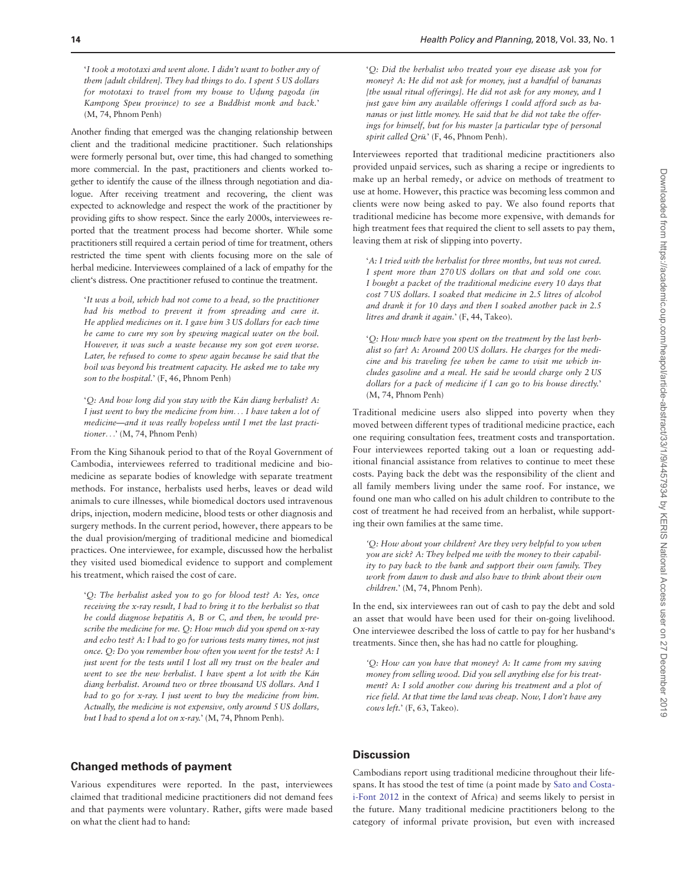'*I took a mototaxi and went alone. I didn't want to bother any of them [adult children]. They had things to do. I spent 5 US dollars for mototaxi to travel from my house to Uḍung pagoda (in Kampong Speu province) to see a Buddhist monk and back.*' (M, 74, Phnom Penh)

Another finding that emerged was the changing relationship between client and the traditional medicine practitioner. Such relationships were formerly personal but, over time, this had changed to something more commercial. In the past, practitioners and clients worked together to identify the cause of the illness through negotiation and dialogue. After receiving treatment and recovering, the client was expected to acknowledge and respect the work of the practitioner by providing gifts to show respect. Since the early 2000s, interviewees reported that the treatment process had become shorter. While some practitioners still required a certain period of time for treatment, others restricted the time spent with clients focusing more on the sale of herbal medicine. Interviewees complained of a lack of empathy for the client's distress. One practitioner refused to continue the treatment.

'*It was a boil, which had not come to a head, so the practitioner had his method to prevent it from spreading and cure it. He applied medicines on it. I gave him 3 US dollars for each time he came to cure my son by spewing magical water on the boil. However, it was such a waste because my son got even worse. Later, he refused to come to spew again because he said that the boil was beyond his treatment capacity. He asked me to take my son to the hospital.*' (F, 46, Phnom Penh)

'*Q: And how long did you stay with the Kán diang herbalist? A: I just went to buy the medicine from him... I have taken a lot of medicine—and it was really hopeless until I met the last practitioner...*' (M, 74, Phnom Penh)

From the King Sihanouk period to that of the Royal Government of Cambodia, interviewees referred to traditional medicine and biomedicine as separate bodies of knowledge with separate treatment methods. For instance, herbalists used herbs, leaves or dead wild animals to cure illnesses, while biomedical doctors used intravenous drips, injection, modern medicine, blood tests or other diagnosis and surgery methods. In the current period, however, there appears to be the dual provision/merging of traditional medicine and biomedical practices. One interviewee, for example, discussed how the herbalist they visited used biomedical evidence to support and complement his treatment, which raised the cost of care.

'*Q: The herbalist asked you to go for blood test? A: Yes, once receiving the x-ray result, I had to bring it to the herbalist so that he could diagnose hepatitis A, B or C, and then, he would prescribe the medicine for me. Q: How much did you spend on x-ray and echo test? A: I had to go for various tests many times, not just once. Q: Do you remember how often you went for the tests? A: I just went for the tests until I lost all my trust on the healer and went to see the new herbalist. I have spent a lot with the Kán diang herbalist. Around two or three thousand US dollars. And I had to go for x-ray. I just went to buy the medicine from him. Actually, the medicine is not expensive, only around 5 US dollars, but I had to spend a lot on x-ray.*' (M, 74, Phnom Penh).

## Changed methods of payment

Various expenditures were reported. In the past, interviewees claimed that traditional medicine practitioners did not demand fees and that payments were voluntary. Rather, gifts were made based on what the client had to hand:

'*Q: Did the herbalist who treated your eye disease ask you for money? A: He did not ask for money, just a handful of bananas [the usual ritual offerings]. He did not ask for any money, and I just gave him any available offerings I could afford such as bananas or just little money. He said that he did not take the offerings for himself, but for his master [a particular type of personal spirit called Qrū.*' (F, 46, Phnom Penh).

Interviewees reported that traditional medicine practitioners also provided unpaid services, such as sharing a recipe or ingredients to make up an herbal remedy, or advice on methods of treatment to use at home. However, this practice was becoming less common and clients were now being asked to pay. We also found reports that traditional medicine has become more expensive, with demands for high treatment fees that required the client to sell assets to pay them, leaving them at risk of slipping into poverty.

'*A: I tried with the herbalist for three months, but was not cured. I spent more than 270 US dollars on that and sold one cow. I bought a packet of the traditional medicine every 10 days that cost 7 US dollars. I soaked that medicine in 2.5 litres of alcohol and drank it for 10 days and then I soaked another pack in 2.5 litres and drank it again.*' (F, 44, Takeo).

'*Q: How much have you spent on the treatment by the last herbalist so far? A: Around 200 US dollars. He charges for the medicine and his traveling fee when he came to visit me which includes gasoline and a meal. He said he would charge only 2 US dollars for a pack of medicine if I can go to his house directly.*' (M, 74, Phnom Penh)

Traditional medicine users also slipped into poverty when they moved between different types of traditional medicine practice, each one requiring consultation fees, treatment costs and transportation. Four interviewees reported taking out a loan or requesting additional financial assistance from relatives to continue to meet these costs. Paying back the debt was the responsibility of the client and all family members living under the same roof. For instance, we found one man who called on his adult children to contribute to the cost of treatment he had received from an herbalist, while supporting their own families at the same time.

'*Q: How about your children? Are they very helpful to you when you are sick? A: They helped me with the money to their capability to pay back to the bank and support their own family. They work from dawn to dusk and also have to think about their own children.*' (M, 74, Phnom Penh).

In the end, six interviewees ran out of cash to pay the debt and sold an asset that would have been used for their on-going livelihood. One interviewee described the loss of cattle to pay for her husband's treatments. Since then, she has had no cattle for ploughing.

'*Q: How can you have that money? A: It came from my saving money from selling wood. Did you sell anything else for his treatment? A: I sold another cow during his treatment and a plot of rice field. At that time the land was cheap. Now, I don't have any cows left.*' (F, 63, Takeo).

## Discussion

Cambodians report using traditional medicine throughout their lifespans. It has stood the test of time (a point made by Sato and Costa-i-Font 2012 in the context of Africa) and seems likely to persist in the future. Many traditional medicine practitioners belong to the category of informal private provision, but even with increased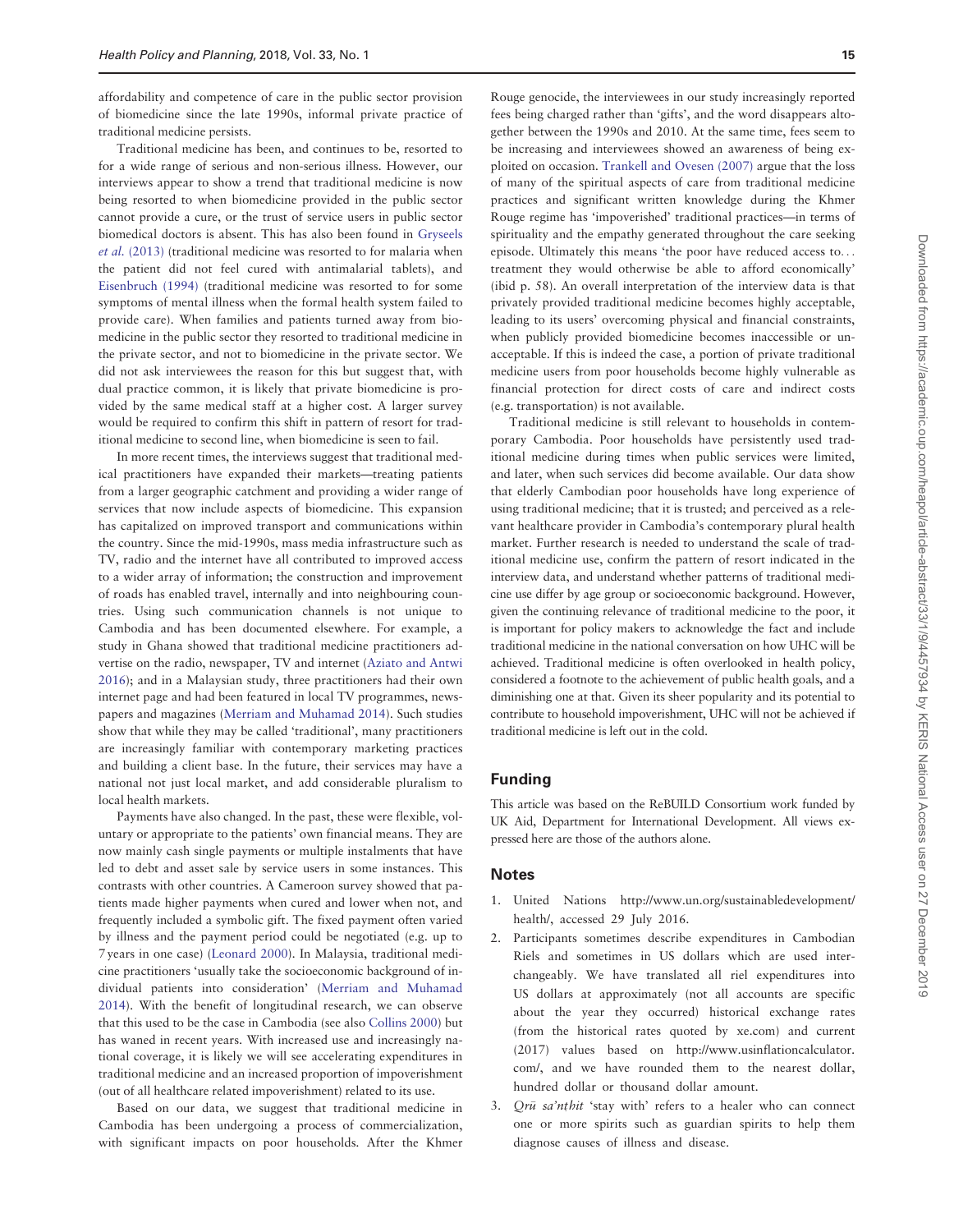affordability and competence of care in the public sector provision of biomedicine since the late 1990s, informal private practice of traditional medicine persists.

Traditional medicine has been, and continues to be, resorted to for a wide range of serious and non-serious illness. However, our interviews appear to show a trend that traditional medicine is now being resorted to when biomedicine provided in the public sector cannot provide a cure, or the trust of service users in public sector biomedical doctors is absent. This has also been found in Gryseels *et al.* (2013) (traditional medicine was resorted to for malaria when the patient did not feel cured with antimalarial tablets), and Eisenbruch (1994) (traditional medicine was resorted to for some symptoms of mental illness when the formal health system failed to provide care). When families and patients turned away from biomedicine in the public sector they resorted to traditional medicine in the private sector, and not to biomedicine in the private sector. We did not ask interviewees the reason for this but suggest that, with dual practice common, it is likely that private biomedicine is provided by the same medical staff at a higher cost. A larger survey would be required to confirm this shift in pattern of resort for traditional medicine to second line, when biomedicine is seen to fail.

In more recent times, the interviews suggest that traditional medical practitioners have expanded their markets—treating patients from a larger geographic catchment and providing a wider range of services that now include aspects of biomedicine. This expansion has capitalized on improved transport and communications within the country. Since the mid-1990s, mass media infrastructure such as TV, radio and the internet have all contributed to improved access to a wider array of information; the construction and improvement of roads has enabled travel, internally and into neighbouring countries. Using such communication channels is not unique to Cambodia and has been documented elsewhere. For example, a study in Ghana showed that traditional medicine practitioners advertise on the radio, newspaper, TV and internet (Aziato and Antwi 2016); and in a Malaysian study, three practitioners had their own internet page and had been featured in local TV programmes, newspapers and magazines (Merriam and Muhamad 2014). Such studies show that while they may be called 'traditional', many practitioners are increasingly familiar with contemporary marketing practices and building a client base. In the future, their services may have a national not just local market, and add considerable pluralism to local health markets.

Payments have also changed. In the past, these were flexible, voluntary or appropriate to the patients' own financial means. They are now mainly cash single payments or multiple instalments that have led to debt and asset sale by service users in some instances. This contrasts with other countries. A Cameroon survey showed that patients made higher payments when cured and lower when not, and frequently included a symbolic gift. The fixed payment often varied by illness and the payment period could be negotiated (e.g. up to 7 years in one case) (Leonard 2000). In Malaysia, traditional medicine practitioners 'usually take the socioeconomic background of individual patients into consideration' (Merriam and Muhamad 2014). With the benefit of longitudinal research, we can observe that this used to be the case in Cambodia (see also Collins 2000) but has waned in recent years. With increased use and increasingly national coverage, it is likely we will see accelerating expenditures in traditional medicine and an increased proportion of impoverishment (out of all healthcare related impoverishment) related to its use.

Based on our data, we suggest that traditional medicine in Cambodia has been undergoing a process of commercialization, with significant impacts on poor households. After the Khmer Rouge genocide, the interviewees in our study increasingly reported fees being charged rather than 'gifts', and the word disappears altogether between the 1990s and 2010. At the same time, fees seem to be increasing and interviewees showed an awareness of being exploited on occasion. Trankell and Ovesen (2007) argue that the loss of many of the spiritual aspects of care from traditional medicine practices and significant written knowledge during the Khmer Rouge regime has 'impoverished' traditional practices—in terms of spirituality and the empathy generated throughout the care seeking episode. Ultimately this means 'the poor have reduced access to… treatment they would otherwise be able to afford economically' (ibid p. 58). An overall interpretation of the interview data is that privately provided traditional medicine becomes highly acceptable, leading to its users' overcoming physical and financial constraints, when publicly provided biomedicine becomes inaccessible or unacceptable. If this is indeed the case, a portion of private traditional medicine users from poor households become highly vulnerable as financial protection for direct costs of care and indirect costs (e.g. transportation) is not available.

Traditional medicine is still relevant to households in contemporary Cambodia. Poor households have persistently used traditional medicine during times when public services were limited, and later, when such services did become available. Our data show that elderly Cambodian poor households have long experience of using traditional medicine; that it is trusted; and perceived as a relevant healthcare provider in Cambodia's contemporary plural health market. Further research is needed to understand the scale of traditional medicine use, confirm the pattern of resort indicated in the interview data, and understand whether patterns of traditional medicine use differ by age group or socioeconomic background. However, given the continuing relevance of traditional medicine to the poor, it is important for policy makers to acknowledge the fact and include traditional medicine in the national conversation on how UHC will be achieved. Traditional medicine is often overlooked in health policy, considered a footnote to the achievement of public health goals, and a diminishing one at that. Given its sheer popularity and its potential to contribute to household impoverishment, UHC will not be achieved if traditional medicine is left out in the cold.

## Funding

This article was based on the ReBUILD Consortium work funded by UK Aid, Department for International Development. All views expressed here are those of the authors alone.

## Notes

1. United Nations http://www.un.org/sustainabledevelopment/health/, accessed 29 July 2016.
2. Participants sometimes describe expenditures in Cambodian Riels and sometimes in US dollars which are used interchangeably. We have translated all riel expenditures into US dollars at approximately (not all accounts are specific about the year they occurred) historical exchange rates (from the historical rates quoted by xe.com) and current (2017) values based on http://www.usinflationcalculator.com/, and we have rounded them to the nearest dollar, hundred dollar or thousand dollar amount.
3. *Qrū sa'nṭhit* 'stay with' refers to a healer who can connect one or more spirits such as guardian spirits to help them diagnose causes of illness and disease.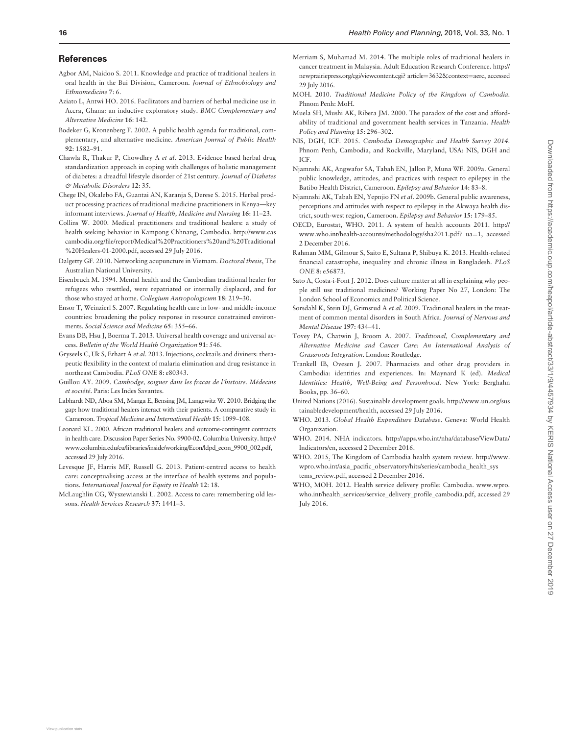## References

Agbor AM, Naidoo S. 2011. Knowledge and practice of traditional healers in oral health in the Bui Division, Cameroon. *Journal of Ethnobiology and Ethnomedicine* **7**: 6.

Aziato L, Antwi HO. 2016. Facilitators and barriers of herbal medicine use in Accra, Ghana: an inductive exploratory study. *BMC Complementary and Alternative Medicine* **16**: 142.

Bodeker G, Kronenberg F. 2002. A public health agenda for traditional, complementary, and alternative medicine. *American Journal of Public Health* **92**: 1582–91.

Chawla R, Thakur P, Chowdhry A *et al*. 2013. Evidence based herbal drug standardization approach in coping with challenges of holistic management of diabetes: a dreadful lifestyle disorder of 21st century. *Journal of Diabetes & Metabolic Disorders* **12**: 35.

Chege IN, Okalebo FA, Guantai AN, Karanja S, Derese S. 2015. Herbal product processing practices of traditional medicine practitioners in Kenya—key informant interviews. *Journal of Health, Medicine and Nursing* **16**: 11–23.

Collins W. 2000. Medical practitioners and traditional healers: a study of health seeking behavior in Kampong Chhnang, Cambodia. http://www.cascambodia.org/file/report/Medical%20Practitioners%20and%20Traditional%20Healers-01-2000.pdf, accessed 29 July 2016.

Dalgetty GF. 2010. Networking acupuncture in Vietnam. *Doctoral thesis*, The Australian National University.

Eisenbruch M. 1994. Mental health and the Cambodian traditional healer for refugees who resettled, were repatriated or internally displaced, and for those who stayed at home. *Collegium Antropologicum* **18**: 219–30.

Ensor T, Weinzierl S. 2007. Regulating health care in low- and middle-income countries: broadening the policy response in resource constrained environments. *Social Science and Medicine* **65**: 355–66.

Evans DB, Hsu J, Boerma T. 2013. Universal health coverage and universal access. *Bulletin of the World Health Organization* **91**: 546.

Gryseels C, Uk S, Erhart A *et al*. 2013. Injections, cocktails and diviners: therapeutic flexibility in the context of malaria elimination and drug resistance in northeast Cambodia. *PLoS ONE* **8**: e80343.

Guillou AY. 2009. *Cambodge, soigner dans les fracas de l'histoire. Médecins et société*. Paris: Les Indes Savantes.

Labhardt ND, Aboa SM, Manga E, Bensing JM, Langewitz W. 2010. Bridging the gap: how traditional healers interact with their patients. A comparative study in Cameroon. *Tropical Medicine and International Health* **15**: 1099–108.

Leonard KL. 2000. African traditional healers and outcome-contingent contracts in health care. Discussion Paper Series No. 9900-02. Columbia University. http://www.columbia.edu/cu/libraries/inside/working/Econ/ldpd_econ_9900_002.pdf, accessed 29 July 2016.

Levesque JF, Harris MF, Russell G. 2013. Patient-centred access to health care: conceptualising access at the interface of health systems and populations. *International Journal for Equity in Health* **12**: 18.

McLaughlin CG, Wyszewianski L. 2002. Access to care: remembering old lessons. *Health Services Research* **37**: 1441–3.

Merriam S, Muhamad M. 2014. The multiple roles of traditional healers in cancer treatment in Malaysia. Adult Education Research Conference. http://newprairiepress.org/cgi/viewcontent.cgi? article=3632&context=aerc, accessed 29 July 2016.

MOH. 2010. *Traditional Medicine Policy of the Kingdom of Cambodia*. Phnom Penh: MoH.

Muela SH, Mushi AK, Ribera JM. 2000. The paradox of the cost and affordability of traditional and government health services in Tanzania. *Health Policy and Planning* **15**: 296–302.

NIS, DGH, ICF. 2015. *Cambodia Demographic and Health Survey 2014*. Phnom Penh, Cambodia, and Rockville, Maryland, USA: NIS, DGH and ICF.

Njamnshi AK, Angwafor SA, Tabah EN, Jallon P, Muna WF. 2009a. General public knowledge, attitudes, and practices with respect to epilepsy in the Batibo Health District, Cameroon. *Epilepsy and Behavior* **14**: 83–8.

Njamnshi AK, Tabah EN, Yepnjio FN *et al*. 2009b. General public awareness, perceptions and attitudes with respect to epilepsy in the Akwaya health district, south-west region, Cameroon. *Epilepsy and Behavior* **15**: 179–85.

OECD, Eurostat, WHO. 2011. A system of health accounts 2011. http://www.who.int/health-accounts/methodology/sha2011.pdf? ua=1, accessed 2 December 2016.

Rahman MM, Gilmour S, Saito E, Sultana P, Shibuya K. 2013. Health-related financial catastrophe, inequality and chronic illness in Bangladesh. *PLoS ONE* **8**: e56873.

Sato A, Costa-i-Font J. 2012. Does culture matter at all in explaining why people still use traditional medicines? Working Paper No 27, London: The London School of Economics and Political Science.

Sorsdahl K, Stein DJ, Grimsrud A *et al*. 2009. Traditional healers in the treatment of common mental disorders in South Africa. *Journal of Nervous and Mental Disease* **197**: 434–41.

Tovey PA, Chatwin J, Broom A. 2007. *Traditional, Complementary and Alternative Medicine and Cancer Care: An International Analysis of Grassroots Integration*. London: Routledge.

Trankell IB, Ovesen J. 2007. Pharmacists and other drug providers in Cambodia: identities and experiences. In: Maynard K (ed). *Medical Identities: Health, Well-Being and Personhood*. New York: Berghahn Books, pp. 36–60.

United Nations (2016). Sustainable development goals. http://www.un.org/sustainabledevelopment/health, accessed 29 July 2016.

WHO. 2013. *Global Health Expenditure Database*. Geneva: World Health Organization.

WHO. 2014. NHA indicators. http://apps.who.int/nha/database/ViewData/Indicators/en, accessed 2 December 2016.

WHO. 2015. The Kingdom of Cambodia health system review. http://www.wpro.who.int/asia_pacific_observatory/hits/series/cambodia_health_systems_review.pdf, accessed 2 December 2016.

WHO, MOH. 2012. Health service delivery profile: Cambodia. www.wpro.who.int/health_services/service_delivery_profile_cambodia.pdf, accessed 29 July 2016.